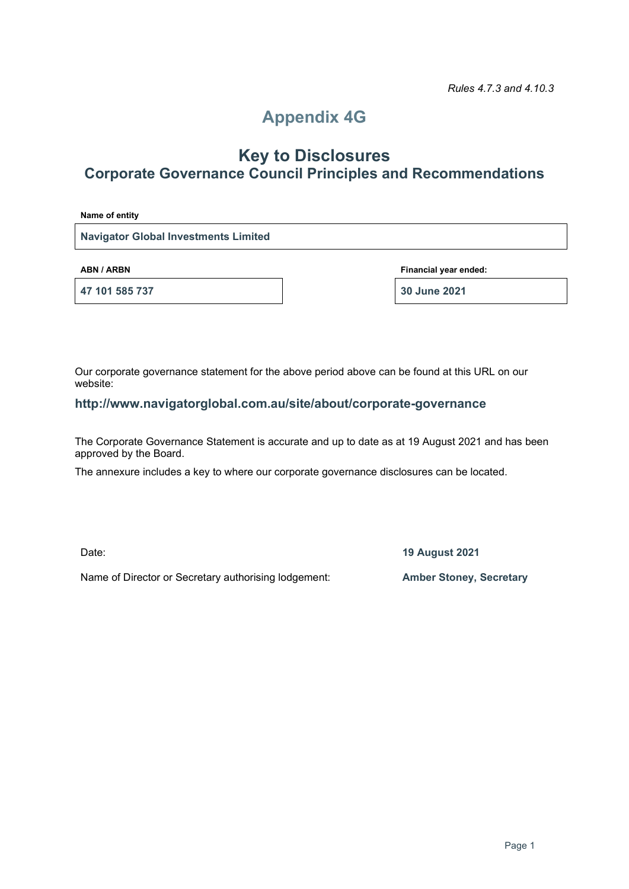*Rules 4.7.3 and 4.10.3*

# Appendix 4G

## Key to Disclosures
## Corporate Governance Council Principles and Recommendations

**Name of entity**

**Navigator Global Investments Limited**

| **ABN / ARBN** | **Financial year ended:** |
|---|---|
| **47 101 585 737** | **30 June 2021** |

Our corporate governance statement for the above period above can be found at this URL on our website:

**http://www.navigatorglobal.com.au/site/about/corporate-governance**

The Corporate Governance Statement is accurate and up to date as at 19 August 2021 and has been approved by the Board.

The annexure includes a key to where our corporate governance disclosures can be located.

| | |
|---|---|
| Date: | **19 August 2021** |
| Name of Director or Secretary authorising lodgement: | **Amber Stoney, Secretary** |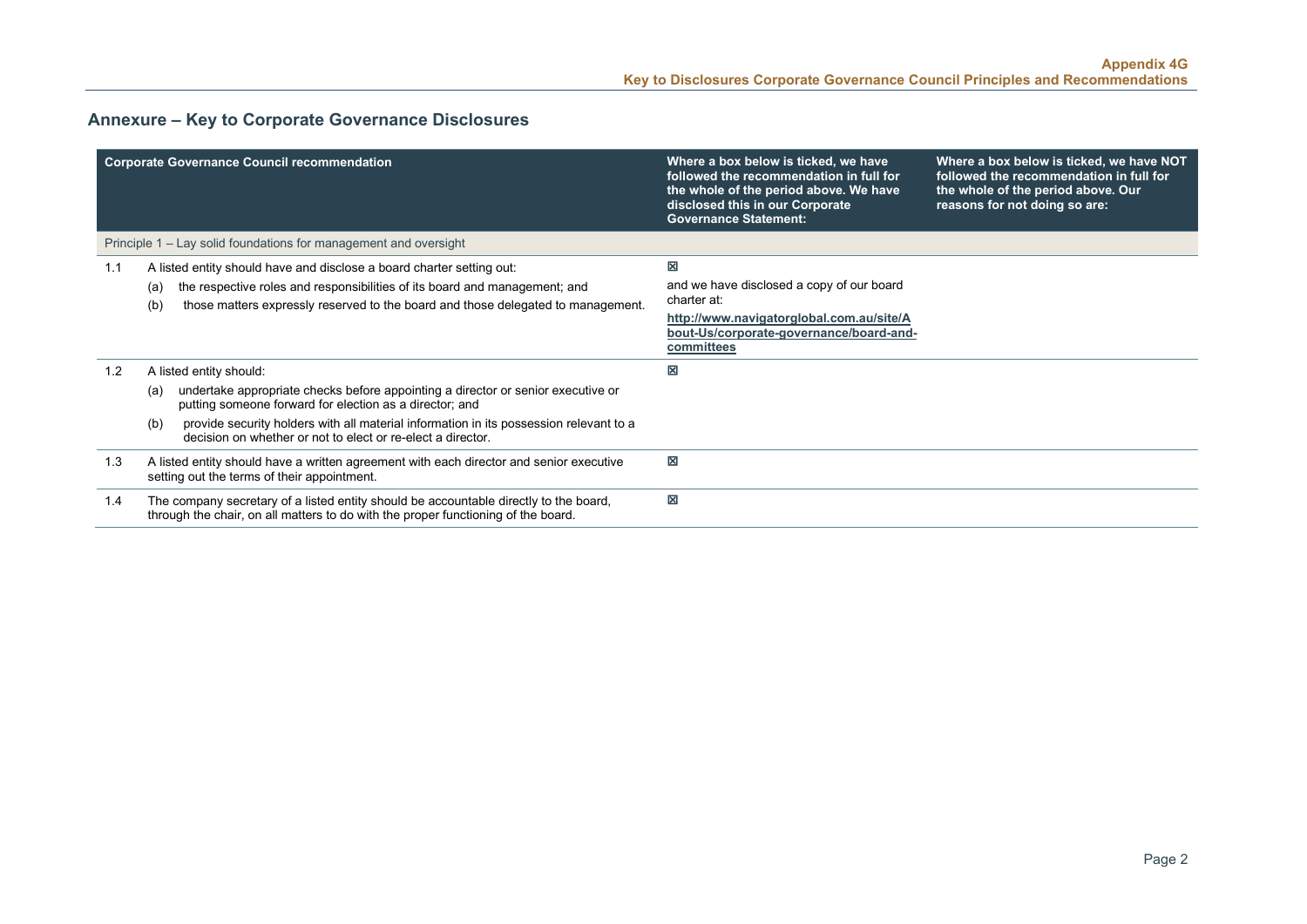## Annexure – Key to Corporate Governance Disclosures

| | Corporate Governance Council recommendation | Where a box below is ticked, we have followed the recommendation in full for the whole of the period above. We have disclosed this in our Corporate Governance Statement: | Where a box below is ticked, we have NOT followed the recommendation in full for the whole of the period above. Our reasons for not doing so are: |
|---|---|---|---|
| | Principle 1 – Lay solid foundations for management and oversight | | |
| 1.1 | A listed entity should have and disclose a board charter setting out:<br>(a) the respective roles and responsibilities of its board and management; and<br>(b) those matters expressly reserved to the board and those delegated to management. | ☒<br>and we have disclosed a copy of our board charter at:<br>**http://www.navigatorglobal.com.au/site/About-Us/corporate-governance/board-and-committees** | |
| 1.2 | A listed entity should:<br>(a) undertake appropriate checks before appointing a director or senior executive or putting someone forward for election as a director; and<br>(b) provide security holders with all material information in its possession relevant to a decision on whether or not to elect or re-elect a director. | ☒ | |
| 1.3 | A listed entity should have a written agreement with each director and senior executive setting out the terms of their appointment. | ☒ | |
| 1.4 | The company secretary of a listed entity should be accountable directly to the board, through the chair, on all matters to do with the proper functioning of the board. | ☒ | |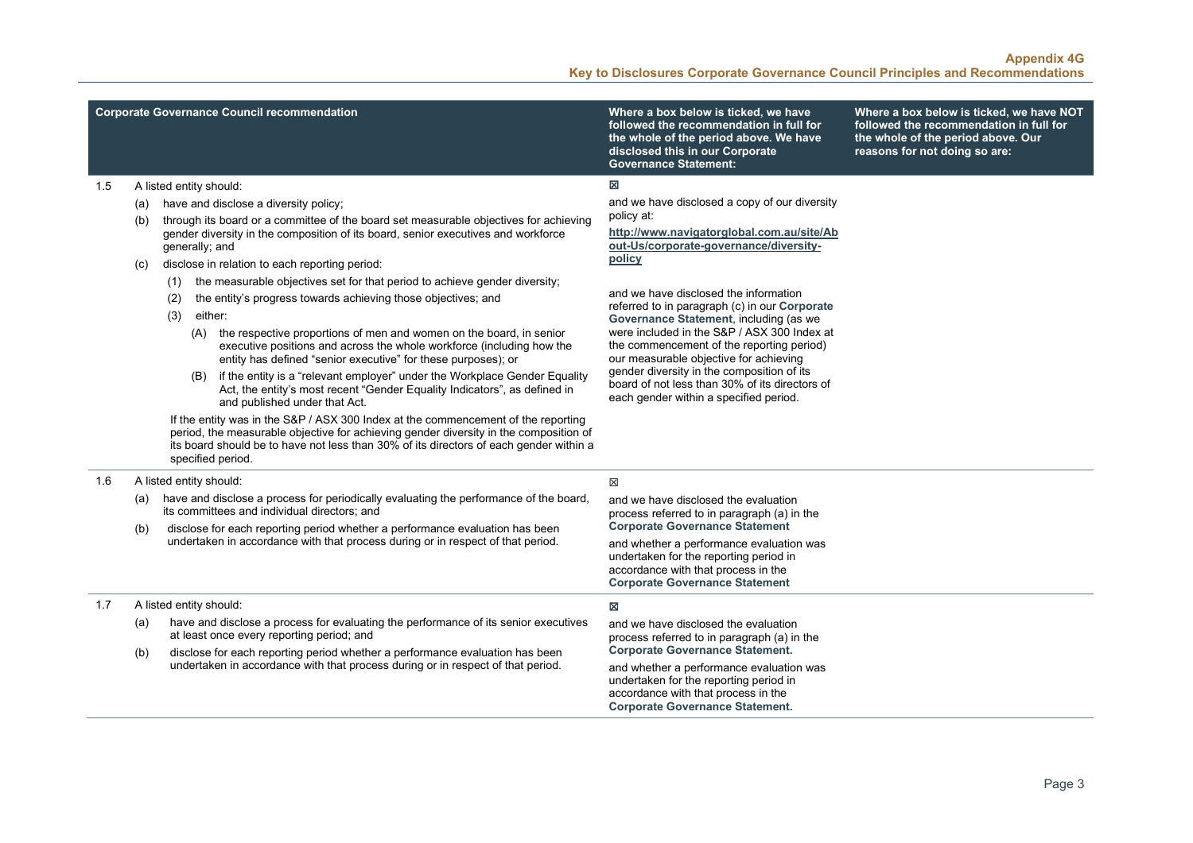| | Corporate Governance Council recommendation | Where a box below is ticked, we have followed the recommendation in full for the whole of the period above. We have disclosed this in our Corporate Governance Statement: | Where a box below is ticked, we have NOT followed the recommendation in full for the whole of the period above. Our reasons for not doing so are: |
|---|---|---|---|
| 1.5 | A listed entity should:<br>(a) have and disclose a diversity policy;<br>(b) through its board or a committee of the board set measurable objectives for achieving gender diversity in the composition of its board, senior executives and workforce generally; and<br>(c) disclose in relation to each reporting period:<br>(1) the measurable objectives set for that period to achieve gender diversity;<br>(2) the entity's progress towards achieving those objectives; and<br>(3) either:<br>(A) the respective proportions of men and women on the board, in senior executive positions and across the whole workforce (including how the entity has defined "senior executive" for these purposes); or<br>(B) if the entity is a "relevant employer" under the Workplace Gender Equality Act, the entity's most recent "Gender Equality Indicators", as defined in and published under that Act.<br>If the entity was in the S&P / ASX 300 Index at the commencement of the reporting period, the measurable objective for achieving gender diversity in the composition of its board should be to have not less than 30% of its directors of each gender within a specified period. | ☒<br>and we have disclosed a copy of our diversity policy at:<br>**http://www.navigatorglobal.com.au/site/About-Us/corporate-governance/diversity-policy**<br>and we have disclosed the information referred to in paragraph (c) in our **Corporate Governance Statement**, including (as we were included in the S&P / ASX 300 Index at the commencement of the reporting period) our measurable objective for achieving gender diversity in the composition of its board of not less than 30% of its directors of each gender within a specified period. | |
| 1.6 | A listed entity should:<br>(a) have and disclose a process for periodically evaluating the performance of the board, its committees and individual directors; and<br>(b) disclose for each reporting period whether a performance evaluation has been undertaken in accordance with that process during or in respect of that period. | ☒<br>and we have disclosed the evaluation process referred to in paragraph (a) in the **Corporate Governance Statement**<br>and whether a performance evaluation was undertaken for the reporting period in accordance with that process in the **Corporate Governance Statement** | |
| 1.7 | A listed entity should:<br>(a) have and disclose a process for evaluating the performance of its senior executives at least once every reporting period; and<br>(b) disclose for each reporting period whether a performance evaluation has been undertaken in accordance with that process during or in respect of that period. | ☒<br>and we have disclosed the evaluation process referred to in paragraph (a) in the **Corporate Governance Statement.**<br>and whether a performance evaluation was undertaken for the reporting period in accordance with that process in the **Corporate Governance Statement.** | |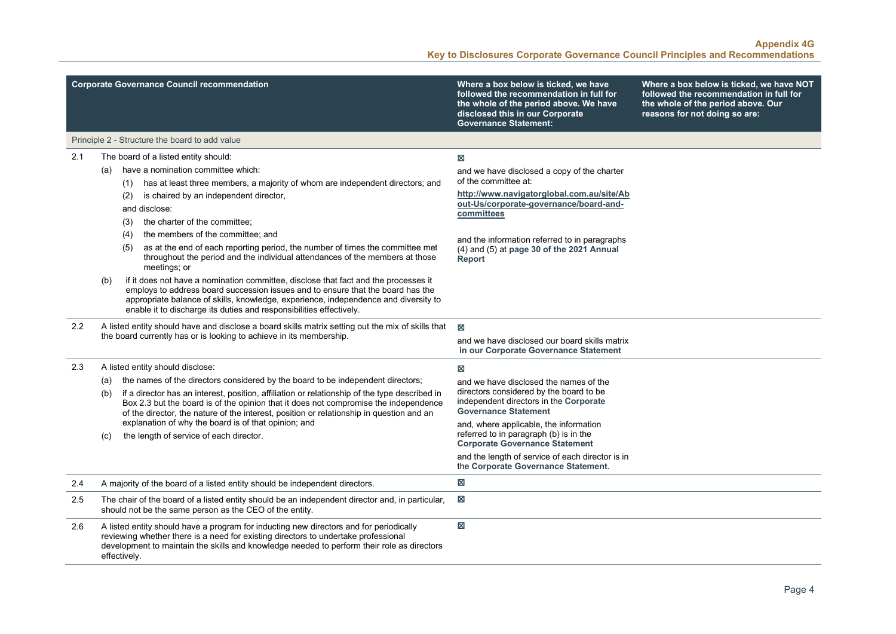| | Corporate Governance Council recommendation | Where a box below is ticked, we have followed the recommendation in full for the whole of the period above. We have disclosed this in our Corporate Governance Statement: | Where a box below is ticked, we have NOT followed the recommendation in full for the whole of the period above. Our reasons for not doing so are: |
|---|---|---|---|
| | Principle 2 - Structure the board to add value | | |
| 2.1 | The board of a listed entity should:<br>(a) have a nomination committee which:<br>(1) has at least three members, a majority of whom are independent directors; and<br>(2) is chaired by an independent director,<br>and disclose:<br>(3) the charter of the committee;<br>(4) the members of the committee; and<br>(5) as at the end of each reporting period, the number of times the committee met throughout the period and the individual attendances of the members at those meetings; or<br>(b) if it does not have a nomination committee, disclose that fact and the processes it employs to address board succession issues and to ensure that the board has the appropriate balance of skills, knowledge, experience, independence and diversity to enable it to discharge its duties and responsibilities effectively. | ☒<br>and we have disclosed a copy of the charter of the committee at:<br>**http://www.navigatorglobal.com.au/site/About-Us/corporate-governance/board-and-committees**<br>and the information referred to in paragraphs (4) and (5) at **page 30 of the 2021 Annual Report** | |
| 2.2 | A listed entity should have and disclose a board skills matrix setting out the mix of skills that the board currently has or is looking to achieve in its membership. | ☒<br>and we have disclosed our board skills matrix **in our Corporate Governance Statement** | |
| 2.3 | A listed entity should disclose:<br>(a) the names of the directors considered by the board to be independent directors;<br>(b) if a director has an interest, position, affiliation or relationship of the type described in Box 2.3 but the board is of the opinion that it does not compromise the independence of the director, the nature of the interest, position or relationship in question and an explanation of why the board is of that opinion; and<br>(c) the length of service of each director. | ☒<br>and we have disclosed the names of the directors considered by the board to be independent directors in the **Corporate Governance Statement**<br>and, where applicable, the information referred to in paragraph (b) is in the **Corporate Governance Statement**<br>and the length of service of each director is in the **Corporate Governance Statement**. | |
| 2.4 | A majority of the board of a listed entity should be independent directors. | ☒ | |
| 2.5 | The chair of the board of a listed entity should be an independent director and, in particular, should not be the same person as the CEO of the entity. | ☒ | |
| 2.6 | A listed entity should have a program for inducting new directors and for periodically reviewing whether there is a need for existing directors to undertake professional development to maintain the skills and knowledge needed to perform their role as directors effectively. | ☒ | |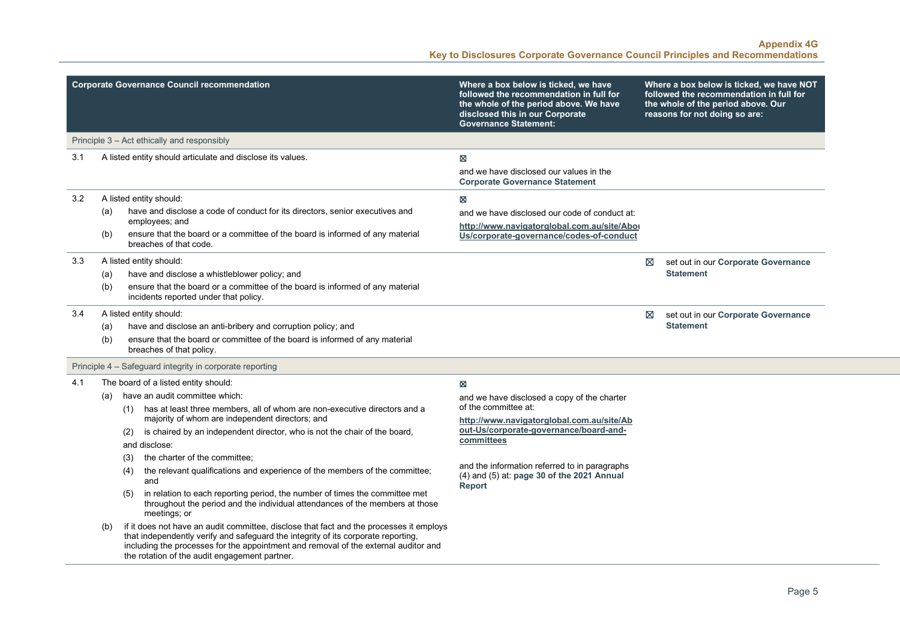| Corporate Governance Council recommendation | Where a box below is ticked, we have followed the recommendation in full for the whole of the period above. We have disclosed this in our Corporate Governance Statement: | Where a box below is ticked, we have NOT followed the recommendation in full for the whole of the period above. Our reasons for not doing so are: |
|---|---|---|
| **Principle 3 – Act ethically and responsibly** | | |
| 3.1 A listed entity should articulate and disclose its values. | ☒ and we have disclosed our values in the **Corporate Governance Statement** | |
| 3.2 A listed entity should: (a) have and disclose a code of conduct for its directors, senior executives and employees; and (b) ensure that the board or a committee of the board is informed of any material breaches of that code. | ☒ and we have disclosed our code of conduct at: **http://www.navigatorglobal.com.au/site/About-Us/corporate-governance/codes-of-conduct** | |
| 3.3 A listed entity should: (a) have and disclose a whistleblower policy; and (b) ensure that the board or a committee of the board is informed of any material incidents reported under that policy. | | ☒ set out in our **Corporate Governance Statement** |
| 3.4 A listed entity should: (a) have and disclose an anti-bribery and corruption policy; and (b) ensure that the board or committee of the board is informed of any material breaches of that policy. | | ☒ set out in our **Corporate Governance Statement** |
| **Principle 4 – Safeguard integrity in corporate reporting** | | |
| 4.1 The board of a listed entity should: (a) have an audit committee which: (1) has at least three members, all of whom are non-executive directors and a majority of whom are independent directors; and (2) is chaired by an independent director, who is not the chair of the board, and disclose: (3) the charter of the committee; (4) the relevant qualifications and experience of the members of the committee; and (5) in relation to each reporting period, the number of times the committee met throughout the period and the individual attendances of the members at those meetings; or (b) if it does not have an audit committee, disclose that fact and the processes it employs that independently verify and safeguard the integrity of its corporate reporting, including the processes for the appointment and removal of the external auditor and the rotation of the audit engagement partner. | ☒ and we have disclosed a copy of the charter of the committee at: **http://www.navigatorglobal.com.au/site/About-Us/corporate-governance/board-and-committees** and the information referred to in paragraphs (4) and (5) at: **page 30 of the 2021 Annual Report** | |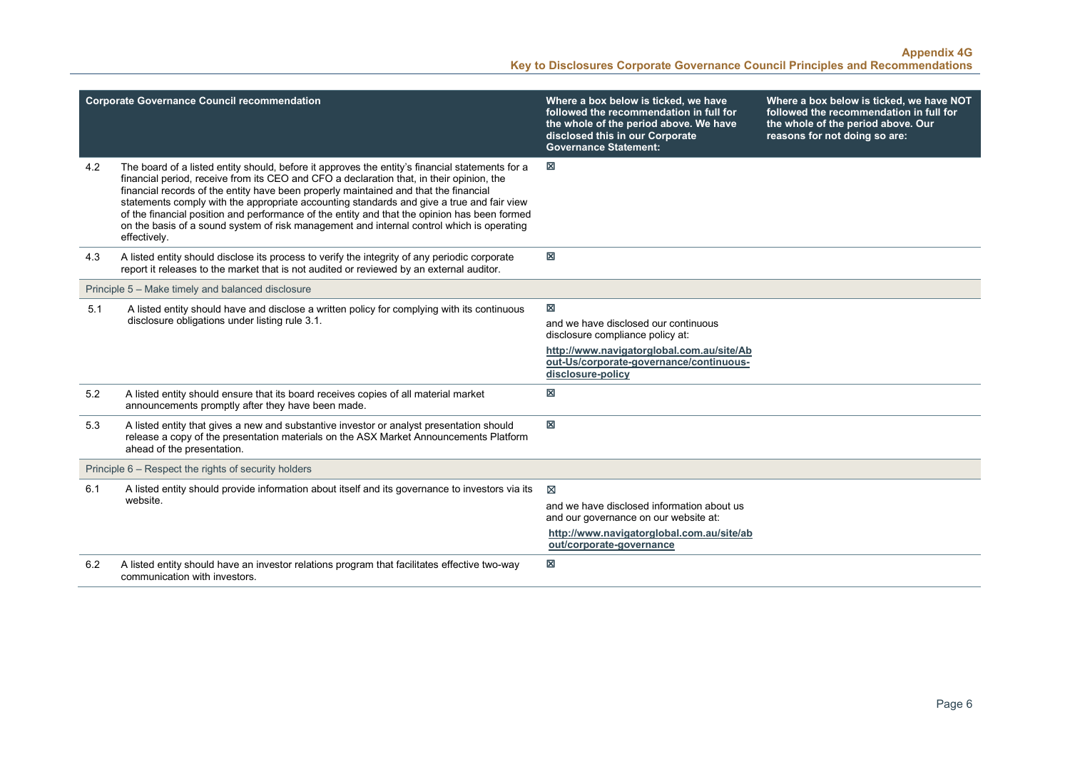| | Corporate Governance Council recommendation | Where a box below is ticked, we have followed the recommendation in full for the whole of the period above. We have disclosed this in our Corporate Governance Statement: | Where a box below is ticked, we have NOT followed the recommendation in full for the whole of the period above. Our reasons for not doing so are: |
|---|---|---|---|
| 4.2 | The board of a listed entity should, before it approves the entity's financial statements for a financial period, receive from its CEO and CFO a declaration that, in their opinion, the financial records of the entity have been properly maintained and that the financial statements comply with the appropriate accounting standards and give a true and fair view of the financial position and performance of the entity and that the opinion has been formed on the basis of a sound system of risk management and internal control which is operating effectively. | ☒ | |
| 4.3 | A listed entity should disclose its process to verify the integrity of any periodic corporate report it releases to the market that is not audited or reviewed by an external auditor. | ☒ | |
| Principle 5 – Make timely and balanced disclosure | | | |
| 5.1 | A listed entity should have and disclose a written policy for complying with its continuous disclosure obligations under listing rule 3.1. | ☒ and we have disclosed our continuous disclosure compliance policy at: **http://www.navigatorglobal.com.au/site/About-Us/corporate-governance/continuous-disclosure-policy** | |
| 5.2 | A listed entity should ensure that its board receives copies of all material market announcements promptly after they have been made. | ☒ | |
| 5.3 | A listed entity that gives a new and substantive investor or analyst presentation should release a copy of the presentation materials on the ASX Market Announcements Platform ahead of the presentation. | ☒ | |
| Principle 6 – Respect the rights of security holders | | | |
| 6.1 | A listed entity should provide information about itself and its governance to investors via its website. | ☒ and we have disclosed information about us and our governance on our website at: **http://www.navigatorglobal.com.au/site/about/corporate-governance** | |
| 6.2 | A listed entity should have an investor relations program that facilitates effective two-way communication with investors. | ☒ | |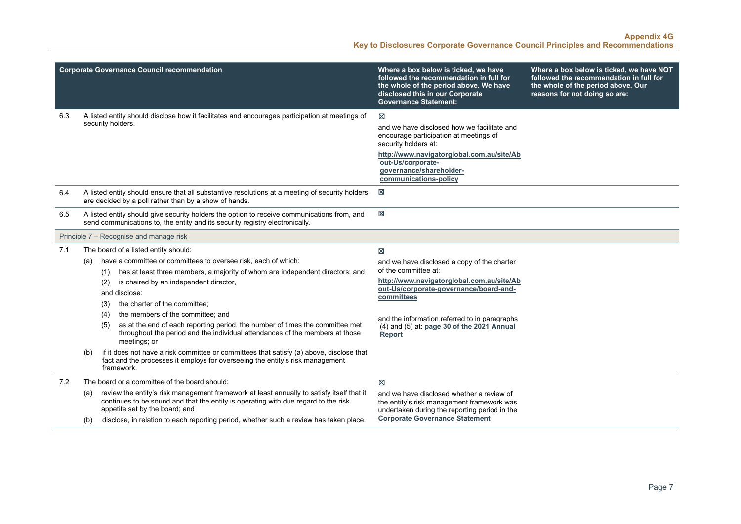| | Corporate Governance Council recommendation | Where a box below is ticked, we have followed the recommendation in full for the whole of the period above. We have disclosed this in our Corporate Governance Statement: | Where a box below is ticked, we have NOT followed the recommendation in full for the whole of the period above. Our reasons for not doing so are: |
|---|---|---|---|
| 6.3 | A listed entity should disclose how it facilitates and encourages participation at meetings of security holders. | ☒<br>and we have disclosed how we facilitate and encourage participation at meetings of security holders at:<br>**http://www.navigatorglobal.com.au/site/About-Us/corporate-governance/shareholder-communications-policy** | |
| 6.4 | A listed entity should ensure that all substantive resolutions at a meeting of security holders are decided by a poll rather than by a show of hands. | ☒ | |
| 6.5 | A listed entity should give security holders the option to receive communications from, and send communications to, the entity and its security registry electronically. | ☒ | |
| Principle 7 – Recognise and manage risk | | | |
| 7.1 | The board of a listed entity should:<br>(a) have a committee or committees to oversee risk, each of which:<br>(1) has at least three members, a majority of whom are independent directors; and<br>(2) is chaired by an independent director,<br>and disclose:<br>(3) the charter of the committee;<br>(4) the members of the committee; and<br>(5) as at the end of each reporting period, the number of times the committee met throughout the period and the individual attendances of the members at those meetings; or<br>(b) if it does not have a risk committee or committees that satisfy (a) above, disclose that fact and the processes it employs for overseeing the entity's risk management framework. | ☒<br>and we have disclosed a copy of the charter of the committee at:<br>**http://www.navigatorglobal.com.au/site/About-Us/corporate-governance/board-and-committees**<br>and the information referred to in paragraphs (4) and (5) at: **page 30 of the 2021 Annual Report** | |
| 7.2 | The board or a committee of the board should:<br>(a) review the entity's risk management framework at least annually to satisfy itself that it continues to be sound and that the entity is operating with due regard to the risk appetite set by the board; and<br>(b) disclose, in relation to each reporting period, whether such a review has taken place. | ☒<br>and we have disclosed whether a review of the entity's risk management framework was undertaken during the reporting period in the **Corporate Governance Statement** | |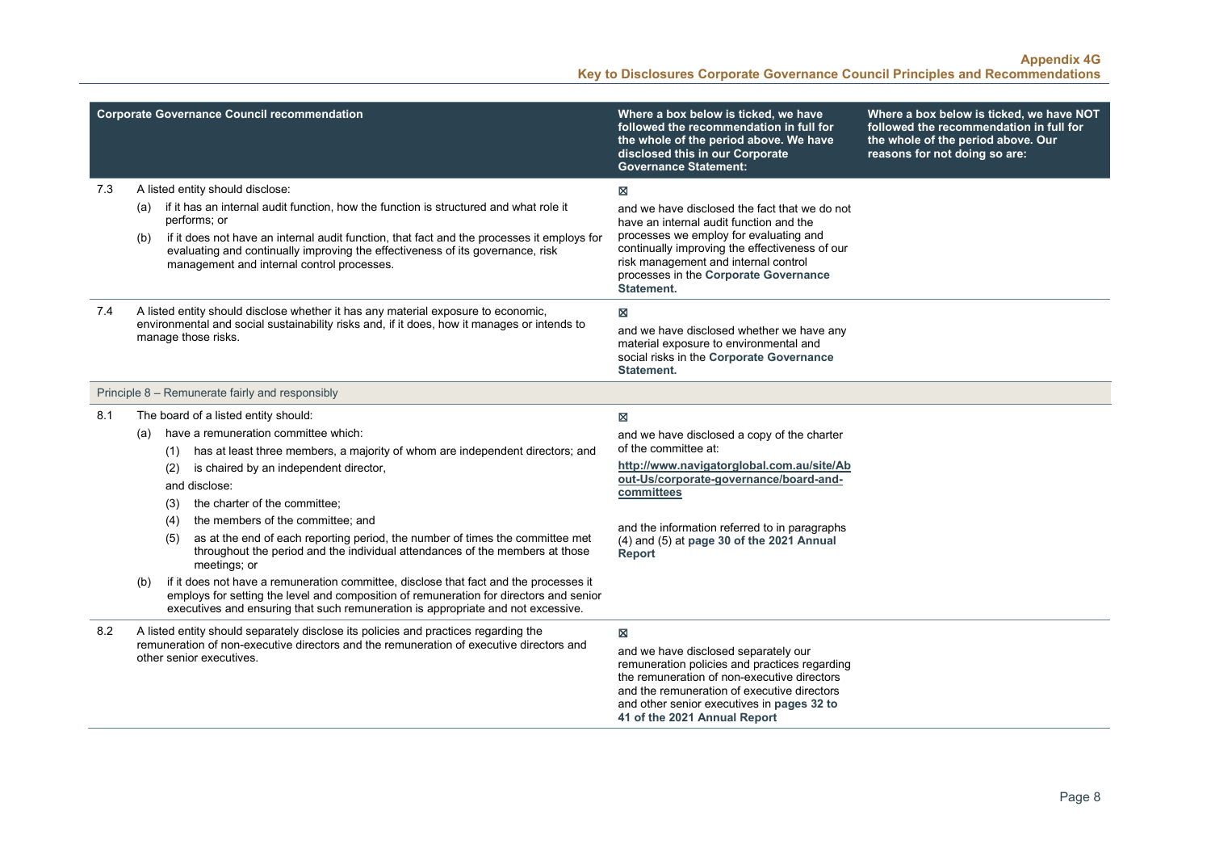| | Corporate Governance Council recommendation | Where a box below is ticked, we have followed the recommendation in full for the whole of the period above. We have disclosed this in our Corporate Governance Statement: | Where a box below is ticked, we have NOT followed the recommendation in full for the whole of the period above. Our reasons for not doing so are: |
|---|---|---|---|
| 7.3 | A listed entity should disclose:<br>(a) if it has an internal audit function, how the function is structured and what role it performs; or<br>(b) if it does not have an internal audit function, that fact and the processes it employs for evaluating and continually improving the effectiveness of its governance, risk management and internal control processes. | ☒<br>and we have disclosed the fact that we do not have an internal audit function and the processes we employ for evaluating and continually improving the effectiveness of our risk management and internal control processes in the **Corporate Governance Statement.** | |
| 7.4 | A listed entity should disclose whether it has any material exposure to economic, environmental and social sustainability risks and, if it does, how it manages or intends to manage those risks. | ☒<br>and we have disclosed whether we have any material exposure to environmental and social risks in the **Corporate Governance Statement.** | |
| | Principle 8 – Remunerate fairly and responsibly | | |
| 8.1 | The board of a listed entity should:<br>(a) have a remuneration committee which:<br>(1) has at least three members, a majority of whom are independent directors; and<br>(2) is chaired by an independent director,<br>and disclose:<br>(3) the charter of the committee;<br>(4) the members of the committee; and<br>(5) as at the end of each reporting period, the number of times the committee met throughout the period and the individual attendances of the members at those meetings; or<br>(b) if it does not have a remuneration committee, disclose that fact and the processes it employs for setting the level and composition of remuneration for directors and senior executives and ensuring that such remuneration is appropriate and not excessive. | ☒<br>and we have disclosed a copy of the charter of the committee at:<br>**http://www.navigatorglobal.com.au/site/About-Us/corporate-governance/board-and-committees**<br><br>and the information referred to in paragraphs (4) and (5) at **page 30 of the 2021 Annual Report** | |
| 8.2 | A listed entity should separately disclose its policies and practices regarding the remuneration of non-executive directors and the remuneration of executive directors and other senior executives. | ☒<br>and we have disclosed separately our remuneration policies and practices regarding the remuneration of non-executive directors and the remuneration of executive directors and other senior executives in **pages 32 to 41 of the 2021 Annual Report** | |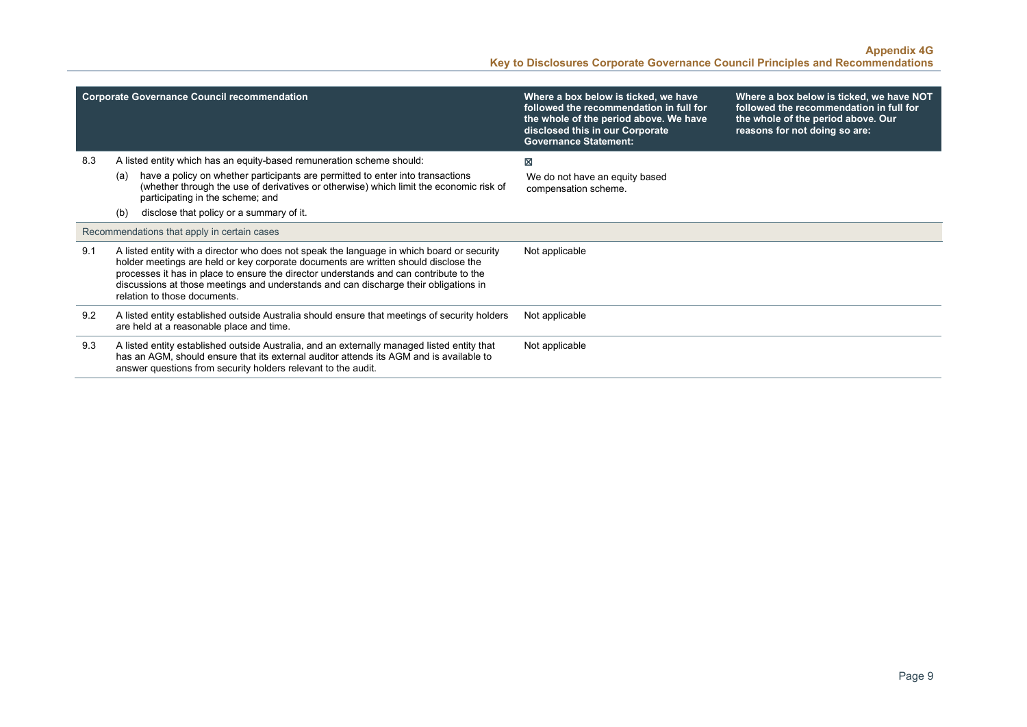| | Corporate Governance Council recommendation | Where a box below is ticked, we have followed the recommendation in full for the whole of the period above. We have disclosed this in our Corporate Governance Statement: | Where a box below is ticked, we have NOT followed the recommendation in full for the whole of the period above. Our reasons for not doing so are: |
|---|---|---|---|
| 8.3 | A listed entity which has an equity-based remuneration scheme should:<br>(a) have a policy on whether participants are permitted to enter into transactions (whether through the use of derivatives or otherwise) which limit the economic risk of participating in the scheme; and<br>(b) disclose that policy or a summary of it. | ☒<br>We do not have an equity based compensation scheme. | |
| | **Recommendations that apply in certain cases** | | |
| 9.1 | A listed entity with a director who does not speak the language in which board or security holder meetings are held or key corporate documents are written should disclose the processes it has in place to ensure the director understands and can contribute to the discussions at those meetings and understands and can discharge their obligations in relation to those documents. | Not applicable | |
| 9.2 | A listed entity established outside Australia should ensure that meetings of security holders are held at a reasonable place and time. | Not applicable | |
| 9.3 | A listed entity established outside Australia, and an externally managed listed entity that has an AGM, should ensure that its external auditor attends its AGM and is available to answer questions from security holders relevant to the audit. | Not applicable | |